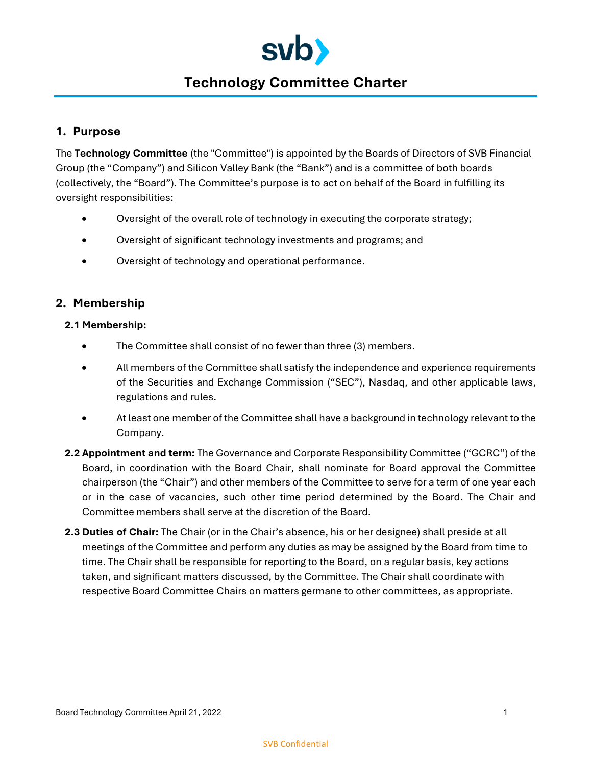# Technology Committee Charter

## 1. Purpose

The **Technology Committee** (the "Committee") is appointed by the Boards of Directors of SVB Financial Group (the "Company") and Silicon Valley Bank (the "Bank") and is a committee of both boards (collectively, the "Board"). The Committee's purpose is to act on behalf of the Board in fulfilling its oversight responsibilities:

- Oversight of the overall role of technology in executing the corporate strategy;
- Oversight of significant technology investments and programs; and
- Oversight of technology and operational performance.

## 2. Membership

**2.1 Membership:**

- The Committee shall consist of no fewer than three (3) members.
- All members of the Committee shall satisfy the independence and experience requirements of the Securities and Exchange Commission ("SEC"), Nasdaq, and other applicable laws, regulations and rules.
- At least one member of the Committee shall have a background in technology relevant to the Company.

**2.2 Appointment and term:** The Governance and Corporate Responsibility Committee ("GCRC") of the Board, in coordination with the Board Chair, shall nominate for Board approval the Committee chairperson (the "Chair") and other members of the Committee to serve for a term of one year each or in the case of vacancies, such other time period determined by the Board. The Chair and Committee members shall serve at the discretion of the Board.

**2.3 Duties of Chair:** The Chair (or in the Chair's absence, his or her designee) shall preside at all meetings of the Committee and perform any duties as may be assigned by the Board from time to time. The Chair shall be responsible for reporting to the Board, on a regular basis, key actions taken, and significant matters discussed, by the Committee. The Chair shall coordinate with respective Board Committee Chairs on matters germane to other committees, as appropriate.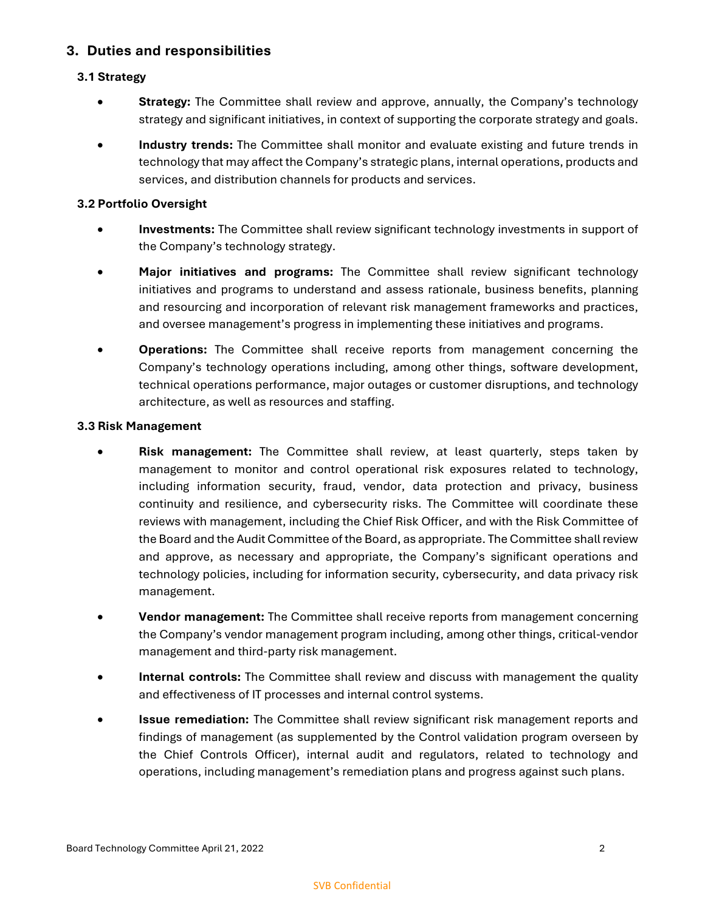## 3. Duties and responsibilities

### 3.1 Strategy

- **Strategy:** The Committee shall review and approve, annually, the Company's technology strategy and significant initiatives, in context of supporting the corporate strategy and goals.
- **Industry trends:** The Committee shall monitor and evaluate existing and future trends in technology that may affect the Company's strategic plans, internal operations, products and services, and distribution channels for products and services.

### 3.2 Portfolio Oversight

- **Investments:** The Committee shall review significant technology investments in support of the Company's technology strategy.
- **Major initiatives and programs:** The Committee shall review significant technology initiatives and programs to understand and assess rationale, business benefits, planning and resourcing and incorporation of relevant risk management frameworks and practices, and oversee management's progress in implementing these initiatives and programs.
- **Operations:** The Committee shall receive reports from management concerning the Company's technology operations including, among other things, software development, technical operations performance, major outages or customer disruptions, and technology architecture, as well as resources and staffing.

### 3.3 Risk Management

- **Risk management:** The Committee shall review, at least quarterly, steps taken by management to monitor and control operational risk exposures related to technology, including information security, fraud, vendor, data protection and privacy, business continuity and resilience, and cybersecurity risks. The Committee will coordinate these reviews with management, including the Chief Risk Officer, and with the Risk Committee of the Board and the Audit Committee of the Board, as appropriate. The Committee shall review and approve, as necessary and appropriate, the Company's significant operations and technology policies, including for information security, cybersecurity, and data privacy risk management.
- **Vendor management:** The Committee shall receive reports from management concerning the Company's vendor management program including, among other things, critical-vendor management and third-party risk management.
- **Internal controls:** The Committee shall review and discuss with management the quality and effectiveness of IT processes and internal control systems.
- **Issue remediation:** The Committee shall review significant risk management reports and findings of management (as supplemented by the Control validation program overseen by the Chief Controls Officer), internal audit and regulators, related to technology and operations, including management's remediation plans and progress against such plans.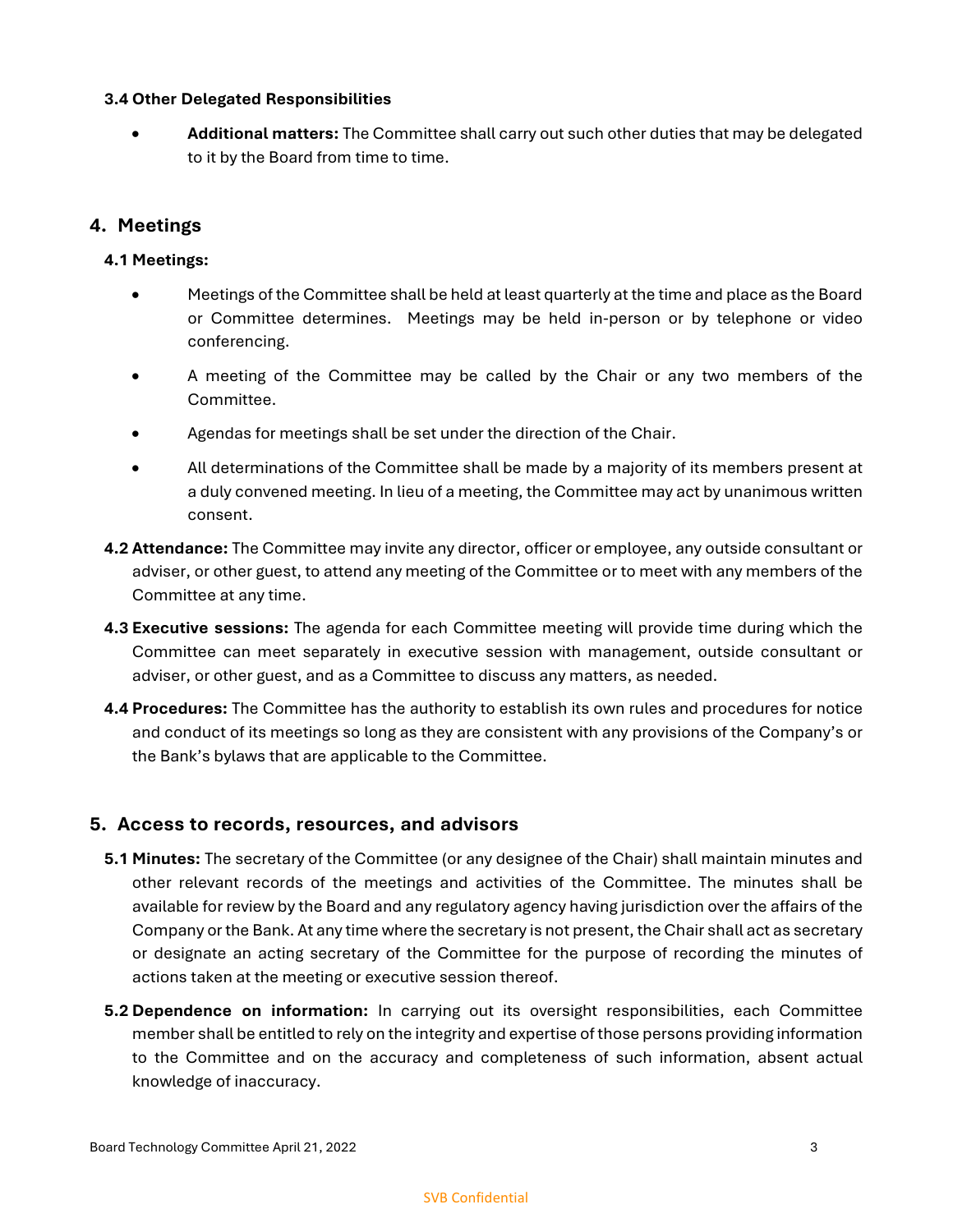### 3.4 Other Delegated Responsibilities

- **Additional matters:** The Committee shall carry out such other duties that may be delegated to it by the Board from time to time.

## 4. Meetings

### 4.1 Meetings:

- Meetings of the Committee shall be held at least quarterly at the time and place as the Board or Committee determines. Meetings may be held in-person or by telephone or video conferencing.
- A meeting of the Committee may be called by the Chair or any two members of the Committee.
- Agendas for meetings shall be set under the direction of the Chair.
- All determinations of the Committee shall be made by a majority of its members present at a duly convened meeting. In lieu of a meeting, the Committee may act by unanimous written consent.

**4.2 Attendance:** The Committee may invite any director, officer or employee, any outside consultant or adviser, or other guest, to attend any meeting of the Committee or to meet with any members of the Committee at any time.

**4.3 Executive sessions:** The agenda for each Committee meeting will provide time during which the Committee can meet separately in executive session with management, outside consultant or adviser, or other guest, and as a Committee to discuss any matters, as needed.

**4.4 Procedures:** The Committee has the authority to establish its own rules and procedures for notice and conduct of its meetings so long as they are consistent with any provisions of the Company's or the Bank's bylaws that are applicable to the Committee.

## 5. Access to records, resources, and advisors

**5.1 Minutes:** The secretary of the Committee (or any designee of the Chair) shall maintain minutes and other relevant records of the meetings and activities of the Committee. The minutes shall be available for review by the Board and any regulatory agency having jurisdiction over the affairs of the Company or the Bank. At any time where the secretary is not present, the Chair shall act as secretary or designate an acting secretary of the Committee for the purpose of recording the minutes of actions taken at the meeting or executive session thereof.

**5.2 Dependence on information:** In carrying out its oversight responsibilities, each Committee member shall be entitled to rely on the integrity and expertise of those persons providing information to the Committee and on the accuracy and completeness of such information, absent actual knowledge of inaccuracy.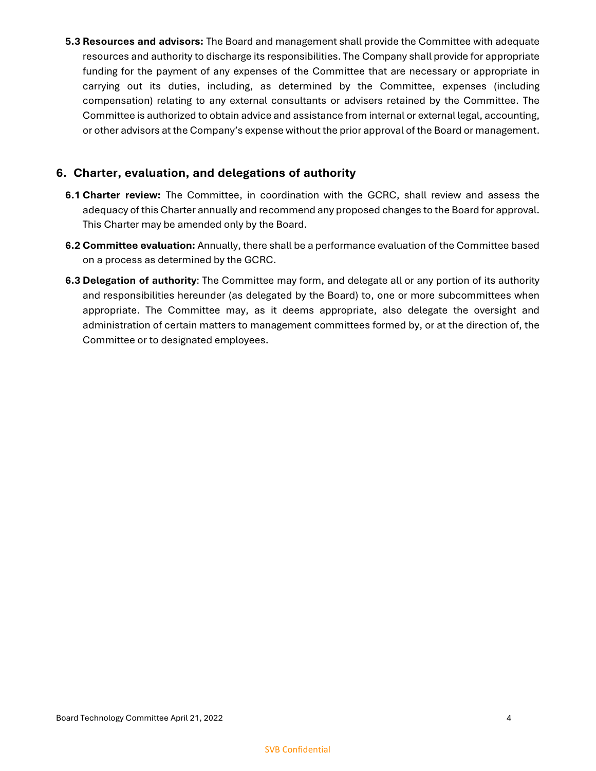**5.3 Resources and advisors:** The Board and management shall provide the Committee with adequate resources and authority to discharge its responsibilities. The Company shall provide for appropriate funding for the payment of any expenses of the Committee that are necessary or appropriate in carrying out its duties, including, as determined by the Committee, expenses (including compensation) relating to any external consultants or advisers retained by the Committee. The Committee is authorized to obtain advice and assistance from internal or external legal, accounting, or other advisors at the Company's expense without the prior approval of the Board or management.

## 6. Charter, evaluation, and delegations of authority

**6.1 Charter review:** The Committee, in coordination with the GCRC, shall review and assess the adequacy of this Charter annually and recommend any proposed changes to the Board for approval. This Charter may be amended only by the Board.

**6.2 Committee evaluation:** Annually, there shall be a performance evaluation of the Committee based on a process as determined by the GCRC.

**6.3 Delegation of authority**: The Committee may form, and delegate all or any portion of its authority and responsibilities hereunder (as delegated by the Board) to, one or more subcommittees when appropriate. The Committee may, as it deems appropriate, also delegate the oversight and administration of certain matters to management committees formed by, or at the direction of, the Committee or to designated employees.